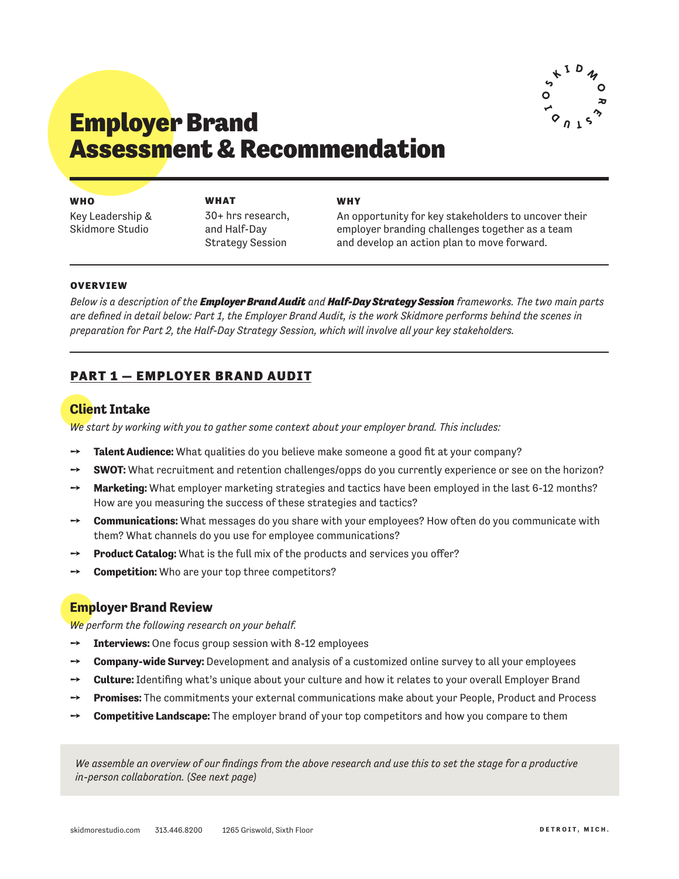# Employer Brand Assessment & Recommendation

**WHO**
Key Leadership & Skidmore Studio

**WHAT**
30+ hrs research, and Half-Day Strategy Session

**WHY**
An opportunity for key stakeholders to uncover their employer branding challenges together as a team and develop an action plan to move forward.

**OVERVIEW**

*Below is a description of the* ***Employer Brand Audit*** *and* ***Half-Day Strategy Session*** *frameworks. The two main parts are defined in detail below: Part 1, the Employer Brand Audit, is the work Skidmore performs behind the scenes in preparation for Part 2, the Half-Day Strategy Session, which will involve all your key stakeholders.*

## PART 1 — EMPLOYER BRAND AUDIT

### Client Intake

*We start by working with you to gather some context about your employer brand. This includes:*

- **Talent Audience:** What qualities do you believe make someone a good fit at your company?
- **SWOT:** What recruitment and retention challenges/opps do you currently experience or see on the horizon?
- **Marketing:** What employer marketing strategies and tactics have been employed in the last 6-12 months? How are you measuring the success of these strategies and tactics?
- **Communications:** What messages do you share with your employees? How often do you communicate with them? What channels do you use for employee communications?
- **Product Catalog:** What is the full mix of the products and services you offer?
- **Competition:** Who are your top three competitors?

### Employer Brand Review

*We perform the following research on your behalf.*

- **Interviews:** One focus group session with 8-12 employees
- **Company-wide Survey:** Development and analysis of a customized online survey to all your employees
- **Culture:** Identifing what's unique about your culture and how it relates to your overall Employer Brand
- **Promises:** The commitments your external communications make about your People, Product and Process
- **Competitive Landscape:** The employer brand of your top competitors and how you compare to them

*We assemble an overview of our findings from the above research and use this to set the stage for a productive in-person collaboration. (See next page)*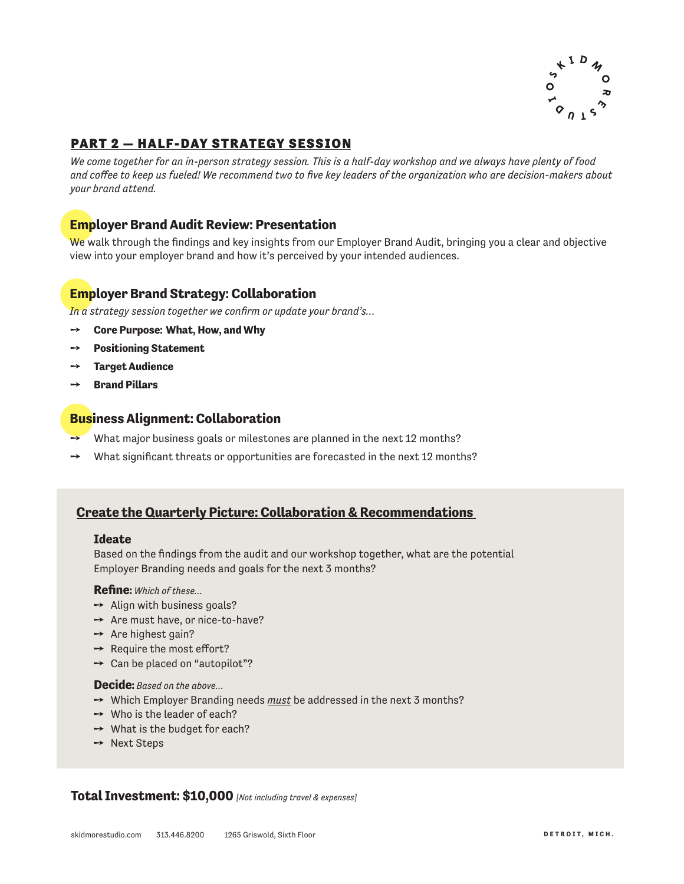## PART 2 — HALF-DAY STRATEGY SESSION

*We come together for an in-person strategy session. This is a half-day workshop and we always have plenty of food and coffee to keep us fueled! We recommend two to five key leaders of the organization who are decision-makers about your brand attend.*

### Employer Brand Audit Review: Presentation

We walk through the findings and key insights from our Employer Brand Audit, bringing you a clear and objective view into your employer brand and how it's perceived by your intended audiences.

### Employer Brand Strategy: Collaboration

*In a strategy session together we confirm or update your brand's…*

- **Core Purpose: What, How, and Why**
- **Positioning Statement**
- **Target Audience**
- **Brand Pillars**

### Business Alignment: Collaboration

- What major business goals or milestones are planned in the next 12 months?
- What significant threats or opportunities are forecasted in the next 12 months?

### Create the Quarterly Picture: Collaboration & Recommendations

**Ideate**

Based on the findings from the audit and our workshop together, what are the potential Employer Branding needs and goals for the next 3 months?

**Refine:** *Which of these…*

- Align with business goals?
- Are must have, or nice-to-have?
- Are highest gain?
- Require the most effort?
- Can be placed on "autopilot"?

**Decide:** *Based on the above…*

- Which Employer Branding needs *must* be addressed in the next 3 months?
- Who is the leader of each?
- What is the budget for each?
- Next Steps

**Total Investment: $10,000** *[Not including travel & expenses]*

skidmorestudio.com 313.446.8200 1265 Griswold, Sixth Floor DETROIT, MICH.